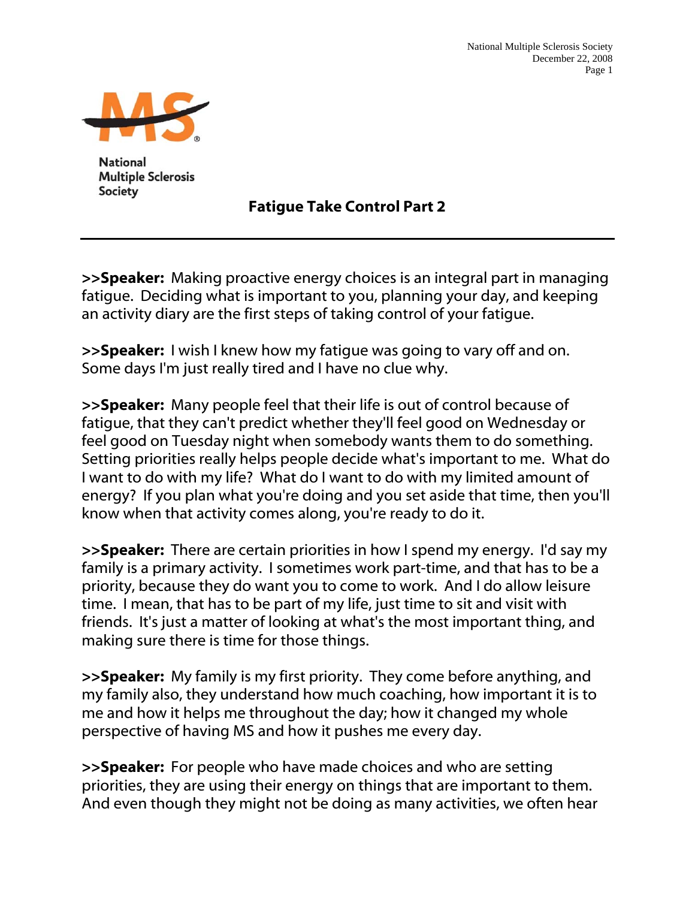National Multiple Sclerosis Society

# Fatigue Take Control Part 2

**>>Speaker:** Making proactive energy choices is an integral part in managing fatigue. Deciding what is important to you, planning your day, and keeping an activity diary are the first steps of taking control of your fatigue.

**>>Speaker:** I wish I knew how my fatigue was going to vary off and on. Some days I'm just really tired and I have no clue why.

**>>Speaker:** Many people feel that their life is out of control because of fatigue, that they can't predict whether they'll feel good on Wednesday or feel good on Tuesday night when somebody wants them to do something. Setting priorities really helps people decide what's important to me. What do I want to do with my life? What do I want to do with my limited amount of energy? If you plan what you're doing and you set aside that time, then you'll know when that activity comes along, you're ready to do it.

**>>Speaker:** There are certain priorities in how I spend my energy. I'd say my family is a primary activity. I sometimes work part-time, and that has to be a priority, because they do want you to come to work. And I do allow leisure time. I mean, that has to be part of my life, just time to sit and visit with friends. It's just a matter of looking at what's the most important thing, and making sure there is time for those things.

**>>Speaker:** My family is my first priority. They come before anything, and my family also, they understand how much coaching, how important it is to me and how it helps me throughout the day; how it changed my whole perspective of having MS and how it pushes me every day.

**>>Speaker:** For people who have made choices and who are setting priorities, they are using their energy on things that are important to them. And even though they might not be doing as many activities, we often hear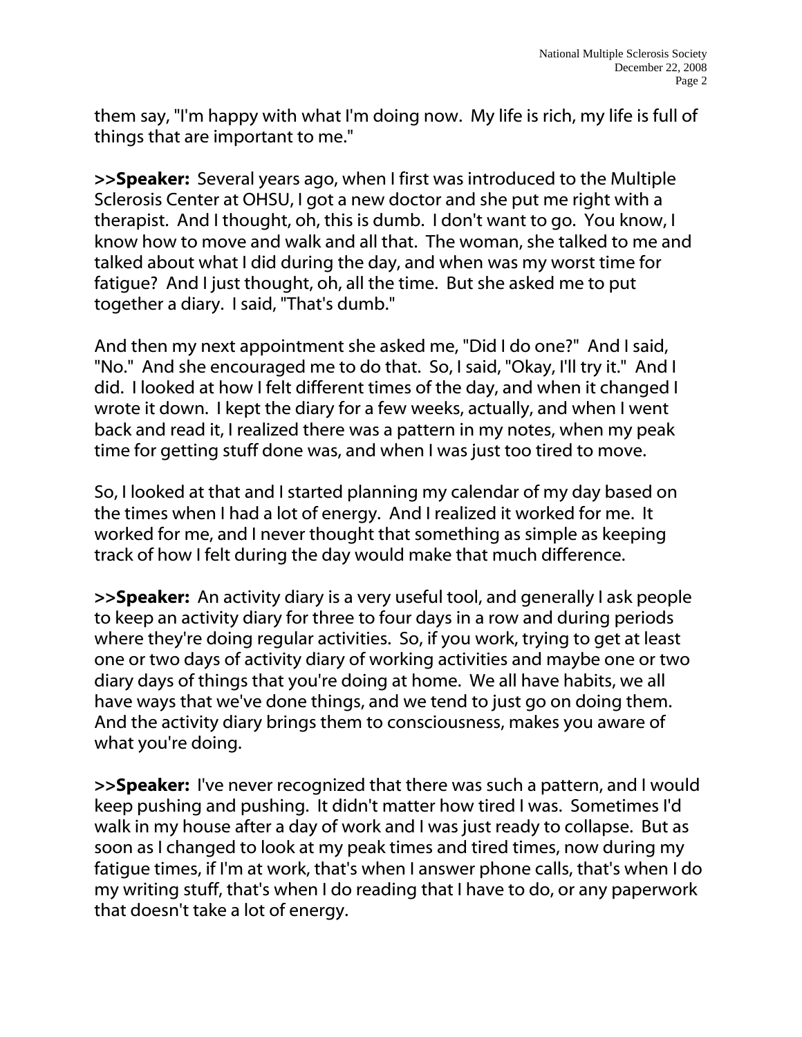them say, "I'm happy with what I'm doing now. My life is rich, my life is full of things that are important to me."

**>>Speaker:** Several years ago, when I first was introduced to the Multiple Sclerosis Center at OHSU, I got a new doctor and she put me right with a therapist. And I thought, oh, this is dumb. I don't want to go. You know, I know how to move and walk and all that. The woman, she talked to me and talked about what I did during the day, and when was my worst time for fatigue? And I just thought, oh, all the time. But she asked me to put together a diary. I said, "That's dumb."

And then my next appointment she asked me, "Did I do one?" And I said, "No." And she encouraged me to do that. So, I said, "Okay, I'll try it." And I did. I looked at how I felt different times of the day, and when it changed I wrote it down. I kept the diary for a few weeks, actually, and when I went back and read it, I realized there was a pattern in my notes, when my peak time for getting stuff done was, and when I was just too tired to move.

So, I looked at that and I started planning my calendar of my day based on the times when I had a lot of energy. And I realized it worked for me. It worked for me, and I never thought that something as simple as keeping track of how I felt during the day would make that much difference.

**>>Speaker:** An activity diary is a very useful tool, and generally I ask people to keep an activity diary for three to four days in a row and during periods where they're doing regular activities. So, if you work, trying to get at least one or two days of activity diary of working activities and maybe one or two diary days of things that you're doing at home. We all have habits, we all have ways that we've done things, and we tend to just go on doing them. And the activity diary brings them to consciousness, makes you aware of what you're doing.

**>>Speaker:** I've never recognized that there was such a pattern, and I would keep pushing and pushing. It didn't matter how tired I was. Sometimes I'd walk in my house after a day of work and I was just ready to collapse. But as soon as I changed to look at my peak times and tired times, now during my fatigue times, if I'm at work, that's when I answer phone calls, that's when I do my writing stuff, that's when I do reading that I have to do, or any paperwork that doesn't take a lot of energy.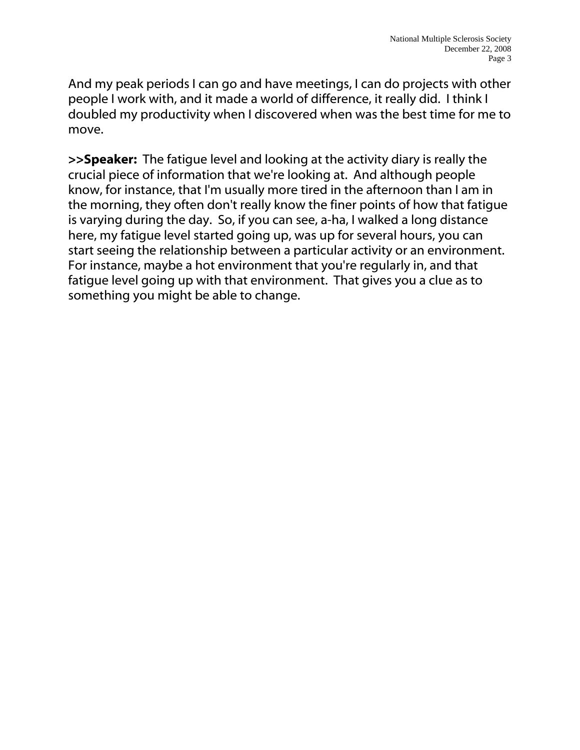And my peak periods I can go and have meetings, I can do projects with other people I work with, and it made a world of difference, it really did. I think I doubled my productivity when I discovered when was the best time for me to move.

**>>Speaker:** The fatigue level and looking at the activity diary is really the crucial piece of information that we're looking at. And although people know, for instance, that I'm usually more tired in the afternoon than I am in the morning, they often don't really know the finer points of how that fatigue is varying during the day. So, if you can see, a-ha, I walked a long distance here, my fatigue level started going up, was up for several hours, you can start seeing the relationship between a particular activity or an environment. For instance, maybe a hot environment that you're regularly in, and that fatigue level going up with that environment. That gives you a clue as to something you might be able to change.